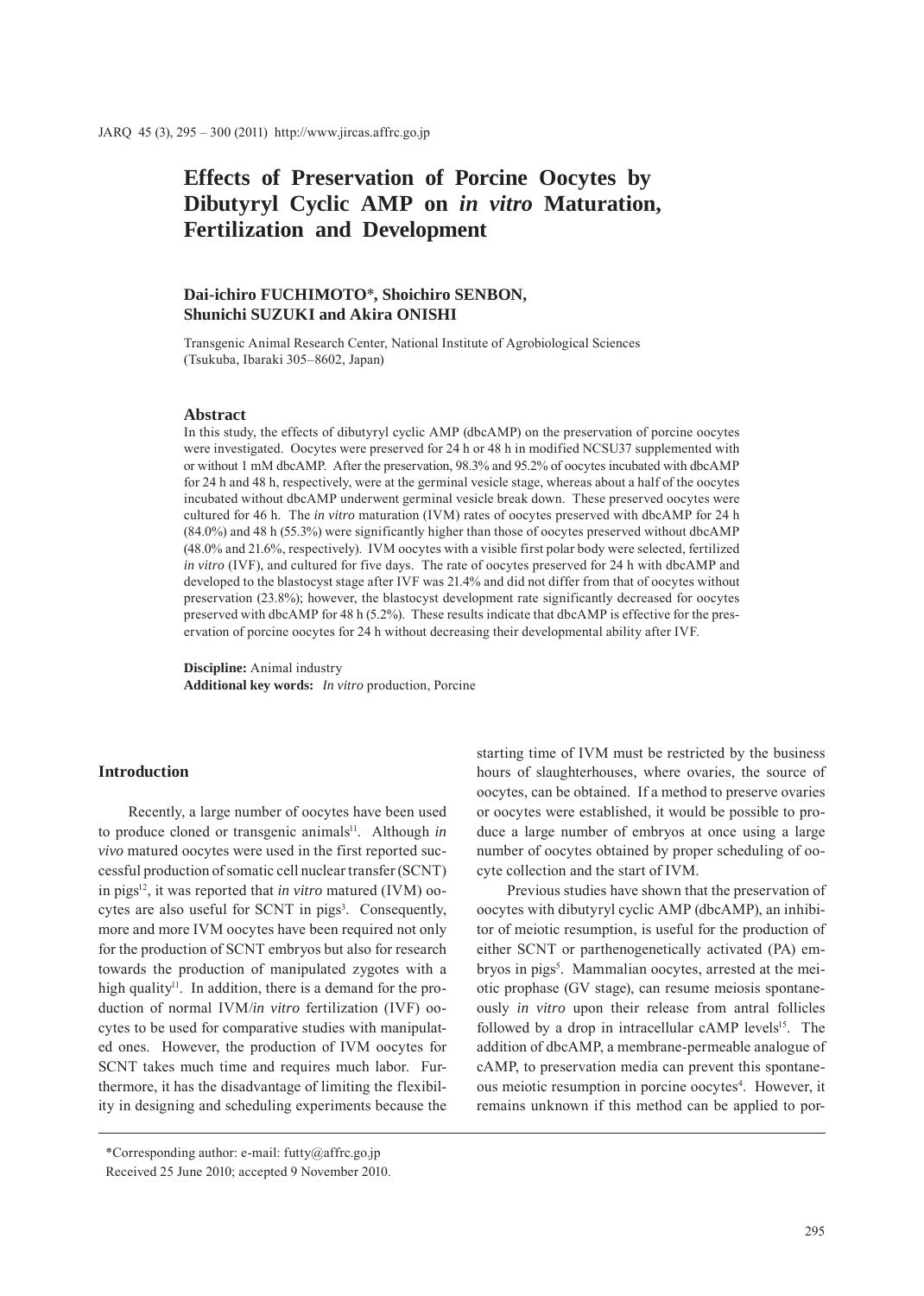# Effects of Preservation of Porcine Oocytes by Dibutyryl Cyclic AMP on *in vitro* Maturation, Fertilization and Development

**Dai-ichiro FUCHIMOTO*, Shoichiro SENBON, Shunichi SUZUKI and Akira ONISHI**

Transgenic Animal Research Center, National Institute of Agrobiological Sciences (Tsukuba, Ibaraki 305–8602, Japan)

## Abstract

In this study, the effects of dibutyryl cyclic AMP (dbcAMP) on the preservation of porcine oocytes were investigated. Oocytes were preserved for 24 h or 48 h in modified NCSU37 supplemented with or without 1 mM dbcAMP. After the preservation, 98.3% and 95.2% of oocytes incubated with dbcAMP for 24 h and 48 h, respectively, were at the germinal vesicle stage, whereas about a half of the oocytes incubated without dbcAMP underwent germinal vesicle break down. These preserved oocytes were cultured for 46 h. The *in vitro* maturation (IVM) rates of oocytes preserved with dbcAMP for 24 h (84.0%) and 48 h (55.3%) were significantly higher than those of oocytes preserved without dbcAMP (48.0% and 21.6%, respectively). IVM oocytes with a visible first polar body were selected, fertilized *in vitro* (IVF), and cultured for five days. The rate of oocytes preserved for 24 h with dbcAMP and developed to the blastocyst stage after IVF was 21.4% and did not differ from that of oocytes without preservation (23.8%); however, the blastocyst development rate significantly decreased for oocytes preserved with dbcAMP for 48 h (5.2%). These results indicate that dbcAMP is effective for the preservation of porcine oocytes for 24 h without decreasing their developmental ability after IVF.

**Discipline:** Animal industry
**Additional key words:** *In vitro* production, Porcine

## Introduction

Recently, a large number of oocytes have been used to produce cloned or transgenic animals[11]. Although *in vivo* matured oocytes were used in the first reported successful production of somatic cell nuclear transfer (SCNT) in pigs[12], it was reported that *in vitro* matured (IVM) oocytes are also useful for SCNT in pigs[3]. Consequently, more and more IVM oocytes have been required not only for the production of SCNT embryos but also for research towards the production of manipulated zygotes with a high quality[11]. In addition, there is a demand for the production of normal IVM/*in vitro* fertilization (IVF) oocytes to be used for comparative studies with manipulated ones. However, the production of IVM oocytes for SCNT takes much time and requires much labor. Furthermore, it has the disadvantage of limiting the flexibility in designing and scheduling experiments because the starting time of IVM must be restricted by the business hours of slaughterhouses, where ovaries, the source of oocytes, can be obtained. If a method to preserve ovaries or oocytes were established, it would be possible to produce a large number of embryos at once using a large number of oocytes obtained by proper scheduling of oocyte collection and the start of IVM.

Previous studies have shown that the preservation of oocytes with dibutyryl cyclic AMP (dbcAMP), an inhibitor of meiotic resumption, is useful for the production of either SCNT or parthenogenetically activated (PA) embryos in pigs[5]. Mammalian oocytes, arrested at the meiotic prophase (GV stage), can resume meiosis spontaneously *in vitro* upon their release from antral follicles followed by a drop in intracellular cAMP levels[15]. The addition of dbcAMP, a membrane-permeable analogue of cAMP, to preservation media can prevent this spontaneous meiotic resumption in porcine oocytes[4]. However, it remains unknown if this method can be applied to por-

*Corresponding author: e-mail: futty@affrc.go.jp
Received 25 June 2010; accepted 9 November 2010.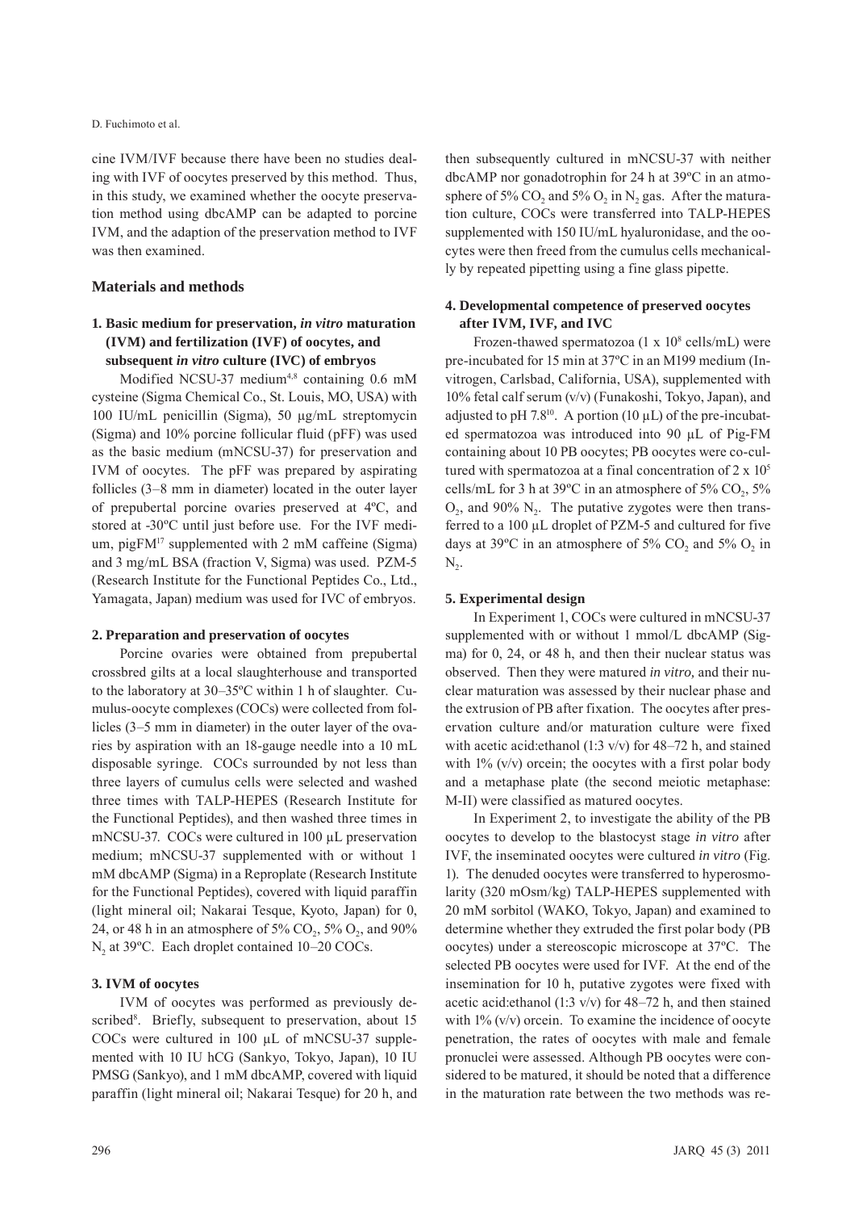cine IVM/IVF because there have been no studies dealing with IVF of oocytes preserved by this method. Thus, in this study, we examined whether the oocyte preservation method using dbcAMP can be adapted to porcine IVM, and the adaption of the preservation method to IVF was then examined.

## Materials and methods

### 1. Basic medium for preservation, *in vitro* maturation (IVM) and fertilization (IVF) of oocytes, and subsequent *in vitro* culture (IVC) of embryos

Modified NCSU-37 medium[4,8] containing 0.6 mM cysteine (Sigma Chemical Co., St. Louis, MO, USA) with 100 IU/mL penicillin (Sigma), 50 µg/mL streptomycin (Sigma) and 10% porcine follicular fluid (pFF) was used as the basic medium (mNCSU-37) for preservation and IVM of oocytes. The pFF was prepared by aspirating follicles (3–8 mm in diameter) located in the outer layer of prepubertal porcine ovaries preserved at 4ºC, and stored at -30ºC until just before use. For the IVF medium, pigFM[17] supplemented with 2 mM caffeine (Sigma) and 3 mg/mL BSA (fraction V, Sigma) was used. PZM-5 (Research Institute for the Functional Peptides Co., Ltd., Yamagata, Japan) medium was used for IVC of embryos.

### 2. Preparation and preservation of oocytes

Porcine ovaries were obtained from prepubertal crossbred gilts at a local slaughterhouse and transported to the laboratory at 30–35ºC within 1 h of slaughter. Cumulus-oocyte complexes (COCs) were collected from follicles (3–5 mm in diameter) in the outer layer of the ovaries by aspiration with an 18-gauge needle into a 10 mL disposable syringe. COCs surrounded by not less than three layers of cumulus cells were selected and washed three times with TALP-HEPES (Research Institute for the Functional Peptides), and then washed three times in mNCSU-37. COCs were cultured in 100 µL preservation medium; mNCSU-37 supplemented with or without 1 mM dbcAMP (Sigma) in a Reproplate (Research Institute for the Functional Peptides), covered with liquid paraffin (light mineral oil; Nakarai Tesque, Kyoto, Japan) for 0, 24, or 48 h in an atmosphere of 5% $CO_2$, 5% $O_2$, and 90% $N_2$ at 39ºC. Each droplet contained 10–20 COCs.

### 3. IVM of oocytes

IVM of oocytes was performed as previously described[8]. Briefly, subsequent to preservation, about 15 COCs were cultured in 100 µL of mNCSU-37 supplemented with 10 IU hCG (Sankyo, Tokyo, Japan), 10 IU PMSG (Sankyo), and 1 mM dbcAMP, covered with liquid paraffin (light mineral oil; Nakarai Tesque) for 20 h, and then subsequently cultured in mNCSU-37 with neither dbcAMP nor gonadotrophin for 24 h at 39ºC in an atmosphere of 5% $CO_2$ and 5% $O_2$ in $N_2$ gas. After the maturation culture, COCs were transferred into TALP-HEPES supplemented with 150 IU/mL hyaluronidase, and the oocytes were then freed from the cumulus cells mechanically by repeated pipetting using a fine glass pipette.

### 4. Developmental competence of preserved oocytes after IVM, IVF, and IVC

Frozen-thawed spermatozoa (1 x $10^8$ cells/mL) were pre-incubated for 15 min at 37ºC in an M199 medium (Invitrogen, Carlsbad, California, USA), supplemented with 10% fetal calf serum (v/v) (Funakoshi, Tokyo, Japan), and adjusted to pH 7.8[10]. A portion (10 µL) of the pre-incubated spermatozoa was introduced into 90 µL of Pig-FM containing about 10 PB oocytes; PB oocytes were co-cultured with spermatozoa at a final concentration of 2 x $10^5$ cells/mL for 3 h at 39ºC in an atmosphere of 5% $CO_2$, 5% $O_2$, and 90% $N_2$. The putative zygotes were then transferred to a 100 µL droplet of PZM-5 and cultured for five days at 39ºC in an atmosphere of 5% $CO_2$ and 5% $O_2$ in $N_2$.

### 5. Experimental design

In Experiment 1, COCs were cultured in mNCSU-37 supplemented with or without 1 mmol/L dbcAMP (Sigma) for 0, 24, or 48 h, and then their nuclear status was observed. Then they were matured *in vitro,* and their nuclear maturation was assessed by their nuclear phase and the extrusion of PB after fixation. The oocytes after preservation culture and/or maturation culture were fixed with acetic acid:ethanol (1:3 v/v) for 48–72 h, and stained with 1% (v/v) orcein; the oocytes with a first polar body and a metaphase plate (the second meiotic metaphase: M-II) were classified as matured oocytes.

In Experiment 2, to investigate the ability of the PB oocytes to develop to the blastocyst stage *in vitro* after IVF, the inseminated oocytes were cultured *in vitro* (Fig. 1). The denuded oocytes were transferred to hyperosmolarity (320 mOsm/kg) TALP-HEPES supplemented with 20 mM sorbitol (WAKO, Tokyo, Japan) and examined to determine whether they extruded the first polar body (PB oocytes) under a stereoscopic microscope at 37ºC. The selected PB oocytes were used for IVF. At the end of the insemination for 10 h, putative zygotes were fixed with acetic acid:ethanol (1:3 v/v) for 48–72 h, and then stained with 1% (v/v) orcein. To examine the incidence of oocyte penetration, the rates of oocytes with male and female pronuclei were assessed. Although PB oocytes were considered to be matured, it should be noted that a difference in the maturation rate between the two methods was re-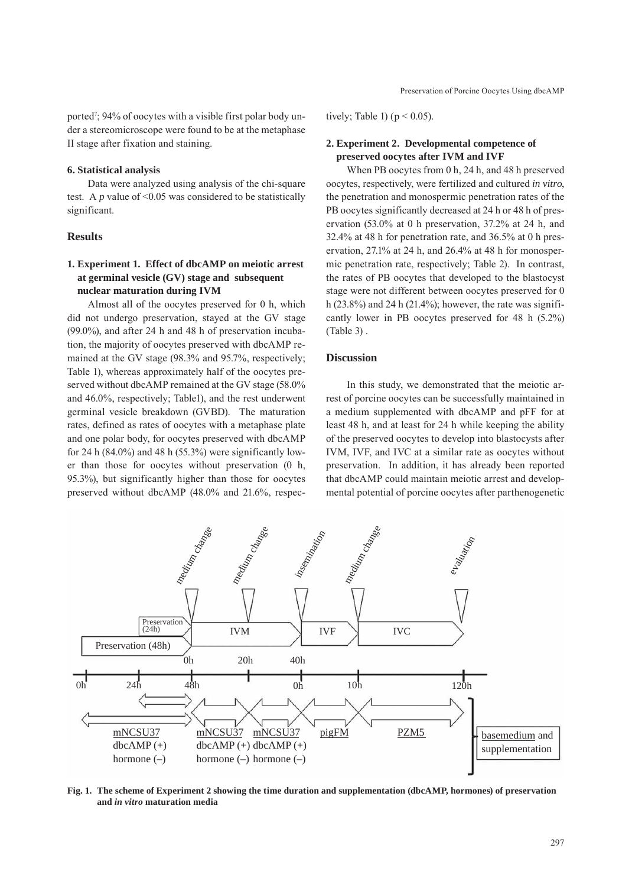ported[7]; 94% of oocytes with a visible first polar body under a stereomicroscope were found to be at the metaphase II stage after fixation and staining.

### 6. Statistical analysis

Data were analyzed using analysis of the chi-square test. A *p* value of <0.05 was considered to be statistically significant.

## Results

### 1. Experiment 1. Effect of dbcAMP on meiotic arrest at germinal vesicle (GV) stage and subsequent nuclear maturation during IVM

Almost all of the oocytes preserved for 0 h, which did not undergo preservation, stayed at the GV stage (99.0%), and after 24 h and 48 h of preservation incubation, the majority of oocytes preserved with dbcAMP remained at the GV stage (98.3% and 95.7%, respectively; Table 1), whereas approximately half of the oocytes preserved without dbcAMP remained at the GV stage (58.0% and 46.0%, respectively; Table1), and the rest underwent germinal vesicle breakdown (GVBD). The maturation rates, defined as rates of oocytes with a metaphase plate and one polar body, for oocytes preserved with dbcAMP for 24 h (84.0%) and 48 h (55.3%) were significantly lower than those for oocytes without preservation (0 h, 95.3%), but significantly higher than those for oocytes preserved without dbcAMP (48.0% and 21.6%, respectively; Table 1) ($p < 0.05$).

### 2. Experiment 2. Developmental competence of preserved oocytes after IVM and IVF

When PB oocytes from 0 h, 24 h, and 48 h preserved oocytes, respectively, were fertilized and cultured *in vitro*, the penetration and monospermic penetration rates of the PB oocytes significantly decreased at 24 h or 48 h of preservation (53.0% at 0 h preservation, 37.2% at 24 h, and 32.4% at 48 h for penetration rate, and 36.5% at 0 h preservation, 27.1% at 24 h, and 26.4% at 48 h for monospermic penetration rate, respectively; Table 2). In contrast, the rates of PB oocytes that developed to the blastocyst stage were not different between oocytes preserved for 0 h (23.8%) and 24 h (21.4%); however, the rate was significantly lower in PB oocytes preserved for 48 h (5.2%) (Table 3) .

## Discussion

In this study, we demonstrated that the meiotic arrest of porcine oocytes can be successfully maintained in a medium supplemented with dbcAMP and pFF for at least 48 h, and at least for 24 h while keeping the ability of the preserved oocytes to develop into blastocysts after IVM, IVF, and IVC at a similar rate as oocytes without preservation. In addition, it has already been reported that dbcAMP could maintain meiotic arrest and developmental potential of porcine oocytes after parthenogenetic

**Fig. 1. The scheme of Experiment 2 showing the time duration and supplementation (dbcAMP, hormones) of preservation and *in vitro* maturation media**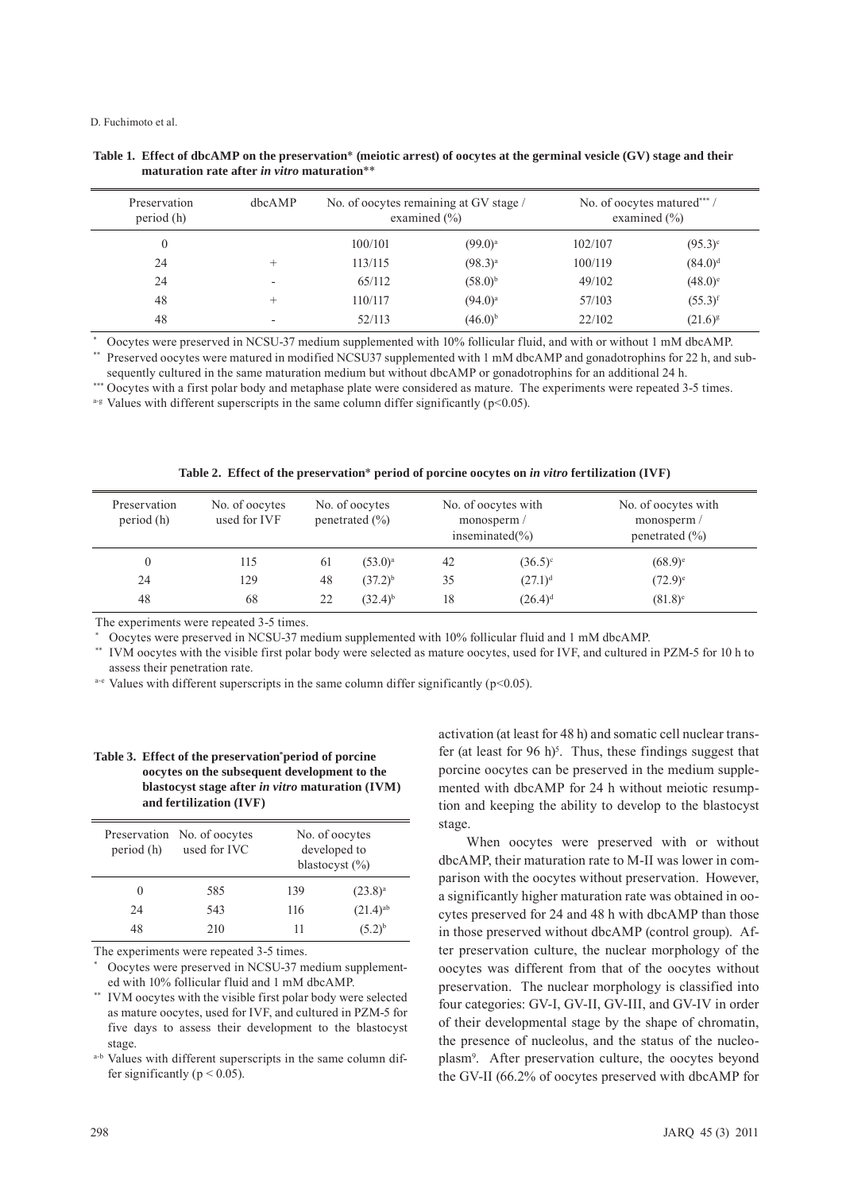**Table 1. Effect of dbcAMP on the preservation* (meiotic arrest) of oocytes at the germinal vesicle (GV) stage and their maturation rate after *in vitro* maturation****

| Preservation period (h) | dbcAMP | No. of oocytes remaining at GV stage / examined (%) | | No. of oocytes matured*** / examined (%) | |
|---|---|---|---|---|---|
| 0 | | 100/101 | (99.0)[a] | 102/107 | (95.3)[c] |
| 24 | + | 113/115 | (98.3)[a] | 100/119 | (84.0)[d] |
| 24 | - | 65/112 | (58.0)[b] | 49/102 | (48.0)[e] |
| 48 | + | 110/117 | (94.0)[a] | 57/103 | (55.3)[f] |
| 48 | - | 52/113 | (46.0)[b] | 22/102 | (21.6)[g] |

\* Oocytes were preserved in NCSU-37 medium supplemented with 10% follicular fluid, and with or without 1 mM dbcAMP.

\*\* Preserved oocytes were matured in modified NCSU37 supplemented with 1 mM dbcAMP and gonadotrophins for 22 h, and subsequently cultured in the same maturation medium but without dbcAMP or gonadotrophins for an additional 24 h.

\*\*\* Oocytes with a first polar body and metaphase plate were considered as mature. The experiments were repeated 3-5 times.

a-g Values with different superscripts in the same column differ significantly ($p<0.05$).

**Table 2. Effect of the preservation* period of porcine oocytes on *in vitro* fertilization (IVF)**

| Preservation period (h) | No. of oocytes used for IVF | No. of oocytes penetrated (%) | | No. of oocytes with monosperm / inseminated(%) | | No. of oocytes with monosperm / penetrated (%) |
|---|---|---|---|---|---|---|
| 0 | 115 | 61 | (53.0)[a] | 42 | (36.5)[c] | (68.9)[e] |
| 24 | 129 | 48 | (37.2)[b] | 35 | (27.1)[d] | (72.9)[e] |
| 48 | 68 | 22 | (32.4)[b] | 18 | (26.4)[d] | (81.8)[e] |

The experiments were repeated 3-5 times.

\* Oocytes were preserved in NCSU-37 medium supplemented with 10% follicular fluid and 1 mM dbcAMP.

\*\* IVM oocytes with the visible first polar body were selected as mature oocytes, used for IVF, and cultured in PZM-5 for 10 h to assess their penetration rate.

a-e Values with different superscripts in the same column differ significantly ($p<0.05$).

**Table 3. Effect of the preservation* period of porcine oocytes on the subsequent development to the blastocyst stage after *in vitro* maturation (IVM) and fertilization (IVF)**

| Preservation period (h) | No. of oocytes used for IVC | No. of oocytes developed to blastocyst (%) | |
|---|---|---|---|
| 0 | 585 | 139 | (23.8)[a] |
| 24 | 543 | 116 | (21.4)[ab] |
| 48 | 210 | 11 | (5.2)[b] |

The experiments were repeated 3-5 times.

\* Oocytes were preserved in NCSU-37 medium supplemented with 10% follicular fluid and 1 mM dbcAMP.

\*\* IVM oocytes with the visible first polar body were selected as mature oocytes, used for IVF, and cultured in PZM-5 for five days to assess their development to the blastocyst stage.

a-b Values with different superscripts in the same column differ significantly ($p < 0.05$).

activation (at least for 48 h) and somatic cell nuclear transfer (at least for 96 h)[5]. Thus, these findings suggest that porcine oocytes can be preserved in the medium supplemented with dbcAMP for 24 h without meiotic resumption and keeping the ability to develop to the blastocyst stage.

When oocytes were preserved with or without dbcAMP, their maturation rate to M-II was lower in comparison with the oocytes without preservation. However, a significantly higher maturation rate was obtained in oocytes preserved for 24 and 48 h with dbcAMP than those in those preserved without dbcAMP (control group). After preservation culture, the nuclear morphology of the oocytes was different from that of the oocytes without preservation. The nuclear morphology is classified into four categories: GV-I, GV-II, GV-III, and GV-IV in order of their developmental stage by the shape of chromatin, the presence of nucleolus, and the status of the nucleoplasm[9]. After preservation culture, the oocytes beyond the GV-II (66.2% of oocytes preserved with dbcAMP for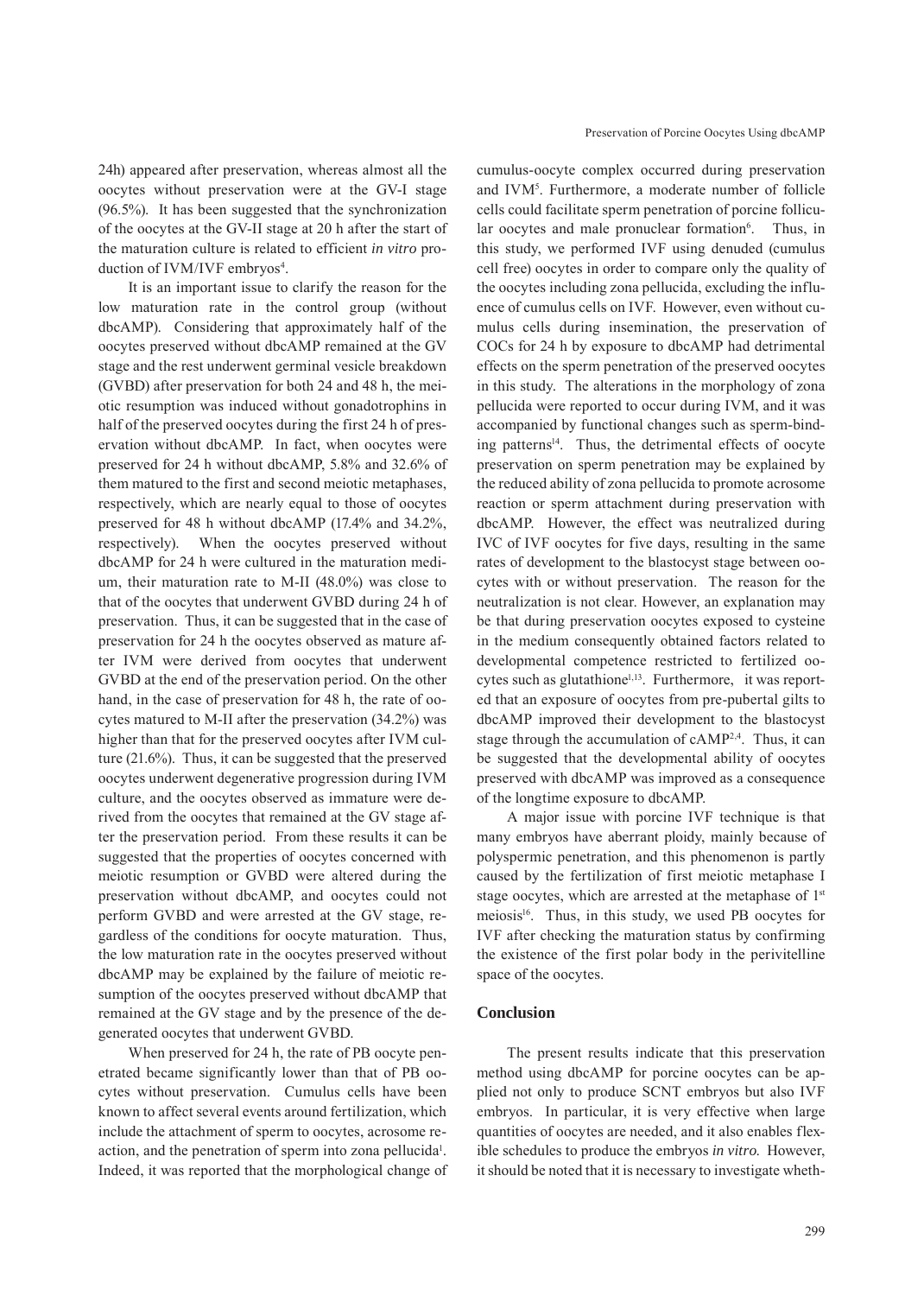24h) appeared after preservation, whereas almost all the oocytes without preservation were at the GV-I stage (96.5%). It has been suggested that the synchronization of the oocytes at the GV-II stage at 20 h after the start of the maturation culture is related to efficient *in vitro* production of IVM/IVF embryos[4].

It is an important issue to clarify the reason for the low maturation rate in the control group (without dbcAMP). Considering that approximately half of the oocytes preserved without dbcAMP remained at the GV stage and the rest underwent germinal vesicle breakdown (GVBD) after preservation for both 24 and 48 h, the meiotic resumption was induced without gonadotrophins in half of the preserved oocytes during the first 24 h of preservation without dbcAMP. In fact, when oocytes were preserved for 24 h without dbcAMP, 5.8% and 32.6% of them matured to the first and second meiotic metaphases, respectively, which are nearly equal to those of oocytes preserved for 48 h without dbcAMP (17.4% and 34.2%, respectively). When the oocytes preserved without dbcAMP for 24 h were cultured in the maturation medium, their maturation rate to M-II (48.0%) was close to that of the oocytes that underwent GVBD during 24 h of preservation. Thus, it can be suggested that in the case of preservation for 24 h the oocytes observed as mature after IVM were derived from oocytes that underwent GVBD at the end of the preservation period. On the other hand, in the case of preservation for 48 h, the rate of oocytes matured to M-II after the preservation (34.2%) was higher than that for the preserved oocytes after IVM culture (21.6%). Thus, it can be suggested that the preserved oocytes underwent degenerative progression during IVM culture, and the oocytes observed as immature were derived from the oocytes that remained at the GV stage after the preservation period. From these results it can be suggested that the properties of oocytes concerned with meiotic resumption or GVBD were altered during the preservation without dbcAMP, and oocytes could not perform GVBD and were arrested at the GV stage, regardless of the conditions for oocyte maturation. Thus, the low maturation rate in the oocytes preserved without dbcAMP may be explained by the failure of meiotic resumption of the oocytes preserved without dbcAMP that remained at the GV stage and by the presence of the degenerated oocytes that underwent GVBD.

When preserved for 24 h, the rate of PB oocyte penetrated became significantly lower than that of PB oocytes without preservation. Cumulus cells have been known to affect several events around fertilization, which include the attachment of sperm to oocytes, acrosome reaction, and the penetration of sperm into zona pellucida[1]. Indeed, it was reported that the morphological change of cumulus-oocyte complex occurred during preservation and IVM[5]. Furthermore, a moderate number of follicle cells could facilitate sperm penetration of porcine follicular oocytes and male pronuclear formation[6]. Thus, in this study, we performed IVF using denuded (cumulus cell free) oocytes in order to compare only the quality of the oocytes including zona pellucida, excluding the influence of cumulus cells on IVF. However, even without cumulus cells during insemination, the preservation of COCs for 24 h by exposure to dbcAMP had detrimental effects on the sperm penetration of the preserved oocytes in this study. The alterations in the morphology of zona pellucida were reported to occur during IVM, and it was accompanied by functional changes such as sperm-binding patterns[14]. Thus, the detrimental effects of oocyte preservation on sperm penetration may be explained by the reduced ability of zona pellucida to promote acrosome reaction or sperm attachment during preservation with dbcAMP. However, the effect was neutralized during IVC of IVF oocytes for five days, resulting in the same rates of development to the blastocyst stage between oocytes with or without preservation. The reason for the neutralization is not clear. However, an explanation may be that during preservation oocytes exposed to cysteine in the medium consequently obtained factors related to developmental competence restricted to fertilized oocytes such as glutathione[1,13]. Furthermore, it was reported that an exposure of oocytes from pre-pubertal gilts to dbcAMP improved their development to the blastocyst stage through the accumulation of cAMP[2,4]. Thus, it can be suggested that the developmental ability of oocytes preserved with dbcAMP was improved as a consequence of the longtime exposure to dbcAMP.

A major issue with porcine IVF technique is that many embryos have aberrant ploidy, mainly because of polyspermic penetration, and this phenomenon is partly caused by the fertilization of first meiotic metaphase I stage oocytes, which are arrested at the metaphase of 1st meiosis[16]. Thus, in this study, we used PB oocytes for IVF after checking the maturation status by confirming the existence of the first polar body in the perivitelline space of the oocytes.

## Conclusion

The present results indicate that this preservation method using dbcAMP for porcine oocytes can be applied not only to produce SCNT embryos but also IVF embryos. In particular, it is very effective when large quantities of oocytes are needed, and it also enables flexible schedules to produce the embryos *in vitro*. However, it should be noted that it is necessary to investigate wheth-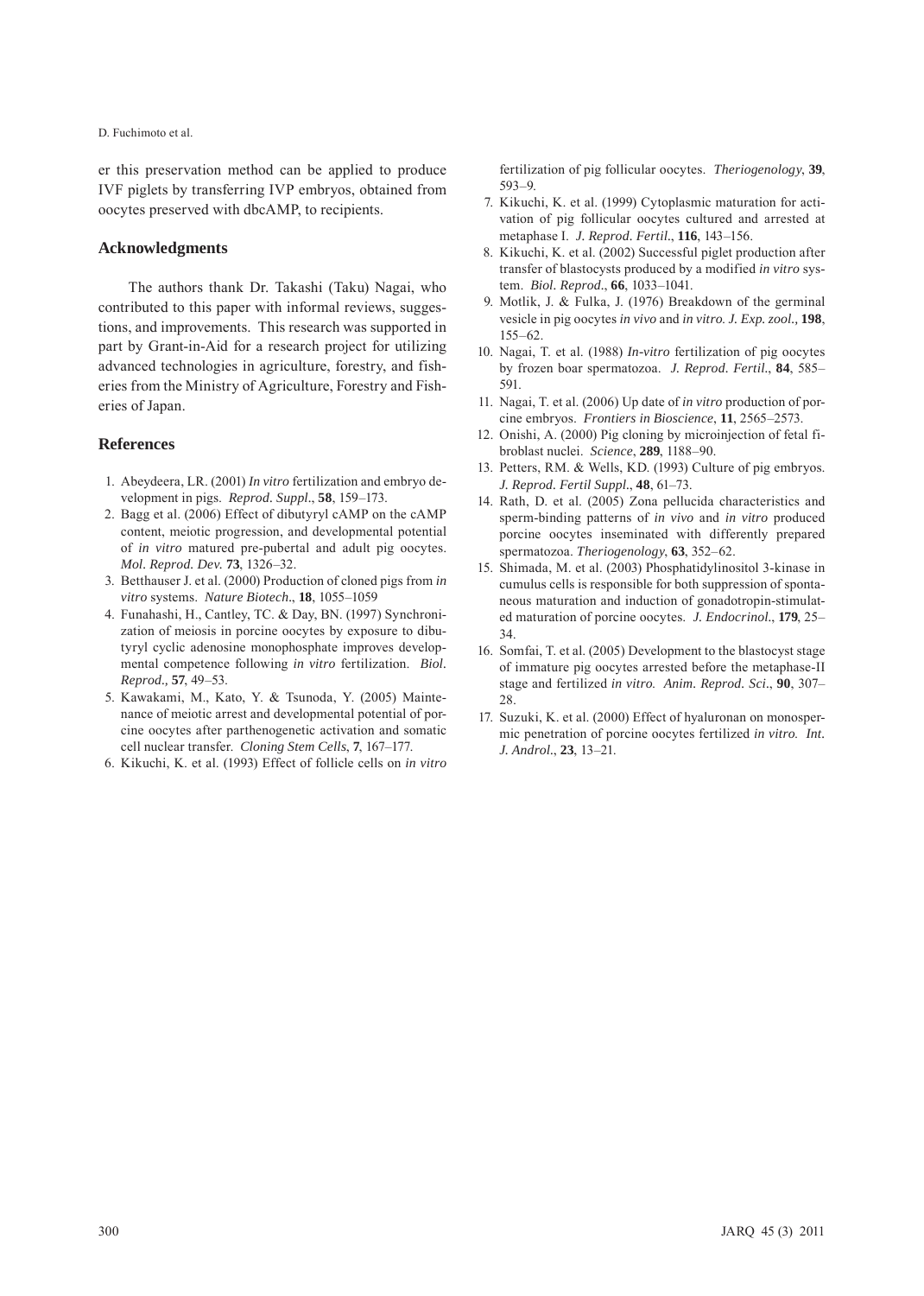er this preservation method can be applied to produce IVF piglets by transferring IVP embryos, obtained from oocytes preserved with dbcAMP, to recipients.

## Acknowledgments

The authors thank Dr. Takashi (Taku) Nagai, who contributed to this paper with informal reviews, suggestions, and improvements. This research was supported in part by Grant-in-Aid for a research project for utilizing advanced technologies in agriculture, forestry, and fisheries from the Ministry of Agriculture, Forestry and Fisheries of Japan.

## References

1. Abeydeera, LR. (2001) *In vitro* fertilization and embryo development in pigs. *Reprod. Suppl.*, **58**, 159–173.
2. Bagg et al. (2006) Effect of dibutyryl cAMP on the cAMP content, meiotic progression, and developmental potential of *in vitro* matured pre-pubertal and adult pig oocytes. *Mol. Reprod. Dev.* **73**, 1326–32.
3. Betthauser J. et al. (2000) Production of cloned pigs from *in vitro* systems. *Nature Biotech.*, **18**, 1055–1059
4. Funahashi, H., Cantley, TC. & Day, BN. (1997) Synchronization of meiosis in porcine oocytes by exposure to dibutyryl cyclic adenosine monophosphate improves developmental competence following *in vitro* fertilization. *Biol. Reprod.,* **57**, 49–53.
5. Kawakami, M., Kato, Y. & Tsunoda, Y. (2005) Maintenance of meiotic arrest and developmental potential of porcine oocytes after parthenogenetic activation and somatic cell nuclear transfer. *Cloning Stem Cells*, **7**, 167–177.
6. Kikuchi, K. et al. (1993) Effect of follicle cells on *in vitro* fertilization of pig follicular oocytes. *Theriogenology*, **39**, 593–9.
7. Kikuchi, K. et al. (1999) Cytoplasmic maturation for activation of pig follicular oocytes cultured and arrested at metaphase I. *J. Reprod. Fertil.*, **116**, 143–156.
8. Kikuchi, K. et al. (2002) Successful piglet production after transfer of blastocysts produced by a modified *in vitro* system. *Biol. Reprod.*, **66**, 1033–1041.
9. Motlik, J. & Fulka, J. (1976) Breakdown of the germinal vesicle in pig oocytes *in vivo* and *in vitro. J. Exp. zool.,* **198**, 155–62.
10. Nagai, T. et al. (1988) *In-vitro* fertilization of pig oocytes by frozen boar spermatozoa. *J. Reprod. Fertil.*, **84**, 585–591.
11. Nagai, T. et al. (2006) Up date of *in vitro* production of porcine embryos. *Frontiers in Bioscience*, **11**, 2565–2573.
12. Onishi, A. (2000) Pig cloning by microinjection of fetal fibroblast nuclei. *Science*, **289**, 1188–90.
13. Petters, RM. & Wells, KD. (1993) Culture of pig embryos. *J. Reprod. Fertil Suppl.*, **48**, 61–73.
14. Rath, D. et al. (2005) Zona pellucida characteristics and sperm-binding patterns of *in vivo* and *in vitro* produced porcine oocytes inseminated with differently prepared spermatozoa. *Theriogenology*, **63**, 352–62.
15. Shimada, M. et al. (2003) Phosphatidylinositol 3-kinase in cumulus cells is responsible for both suppression of spontaneous maturation and induction of gonadotropin-stimulated maturation of porcine oocytes. *J. Endocrinol.*, **179**, 25–34.
16. Somfai, T. et al. (2005) Development to the blastocyst stage of immature pig oocytes arrested before the metaphase-II stage and fertilized *in vitro. Anim. Reprod. Sci.*, **90**, 307–28.
17. Suzuki, K. et al. (2000) Effect of hyaluronan on monospermic penetration of porcine oocytes fertilized *in vitro. Int. J. Androl.*, **23**, 13–21.